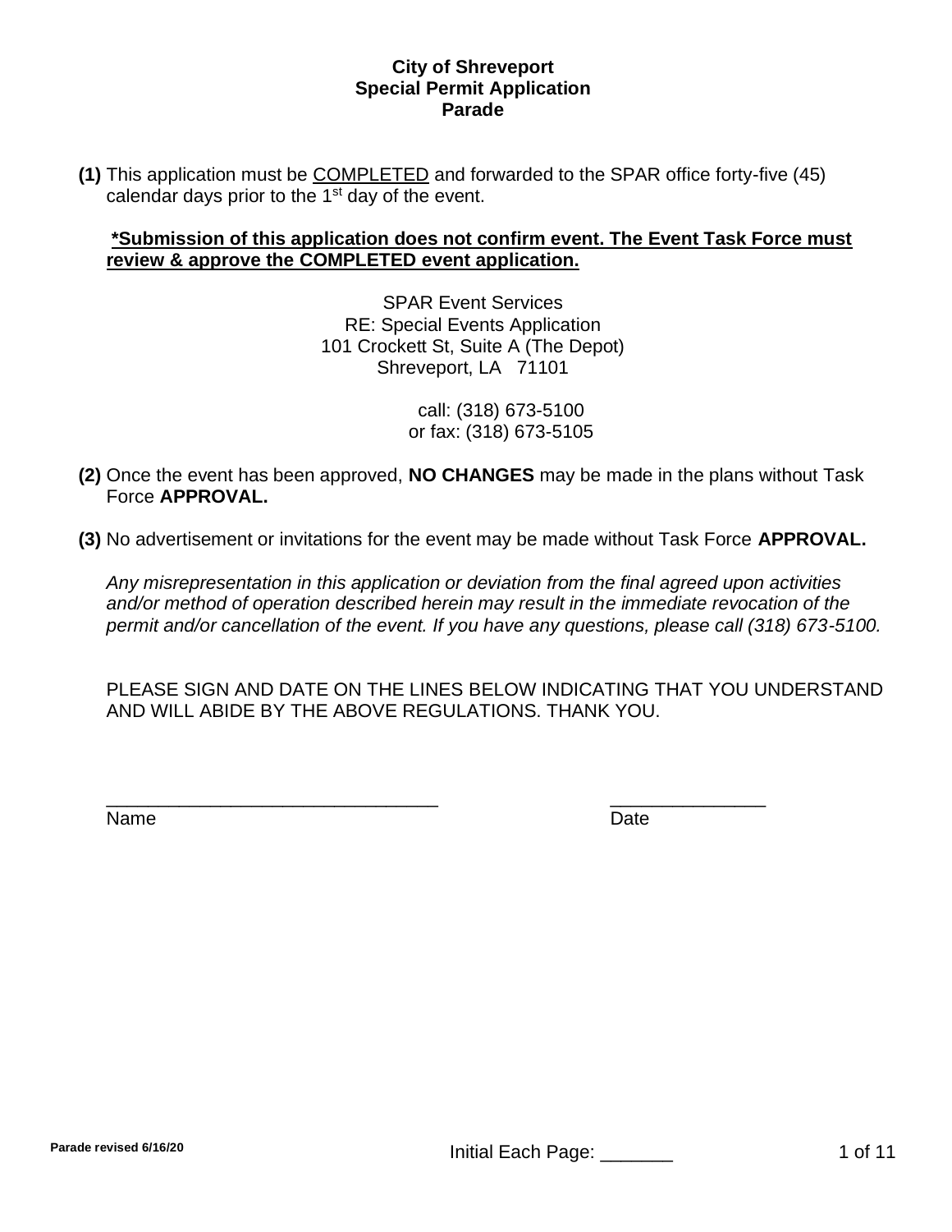# City of Shreveport
## Special Permit Application
## Parade

**(1)** This application must be <u>COMPLETED</u> and forwarded to the SPAR office forty-five (45) calendar days prior to the 1st day of the event.

**<u>*Submission of this application does not confirm event. The Event Task Force must review & approve the COMPLETED event application.</u>**

SPAR Event Services
RE: Special Events Application
101 Crockett St, Suite A (The Depot)
Shreveport, LA 71101

call: (318) 673-5100
or fax: (318) 673-5105

**(2)** Once the event has been approved, **NO CHANGES** may be made in the plans without Task Force **APPROVAL.**

**(3)** No advertisement or invitations for the event may be made without Task Force **APPROVAL.**

*Any misrepresentation in this application or deviation from the final agreed upon activities and/or method of operation described herein may result in the immediate revocation of the permit and/or cancellation of the event. If you have any questions, please call (318) 673-5100.*

PLEASE SIGN AND DATE ON THE LINES BELOW INDICATING THAT YOU UNDERSTAND AND WILL ABIDE BY THE ABOVE REGULATIONS. THANK YOU.

________________________________ _______________
Name Date

Parade revised 6/16/20

Initial Each Page: _______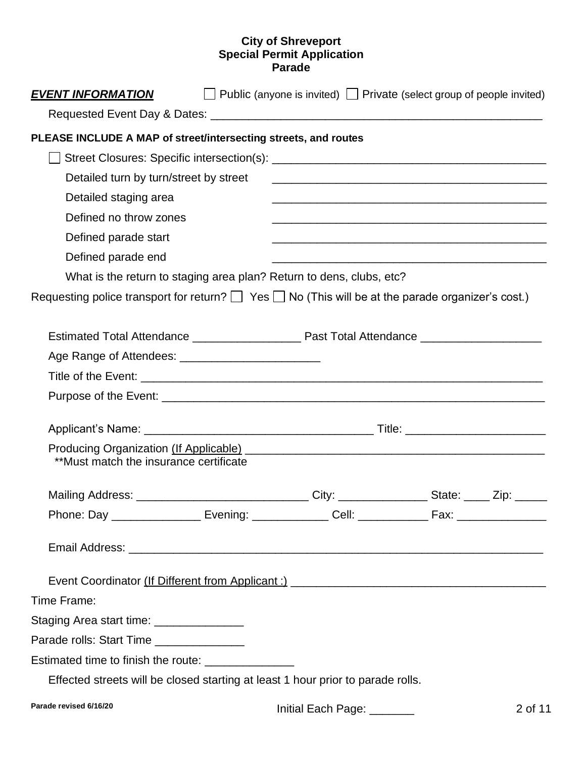**City of Shreveport**
**Special Permit Application**
**Parade**

***EVENT INFORMATION*** ☐ Public (anyone is invited) ☐ Private (select group of people invited)

Requested Event Day & Dates: ______________________________________________________

**PLEASE INCLUDE A MAP of street/intersecting streets, and routes**

☐ Street Closures: Specific intersection(s): ____________________________________________

Detailed turn by turn/street by street ____________________________________________

Detailed staging area ____________________________________________

Defined no throw zones ____________________________________________

Defined parade start ____________________________________________

Defined parade end ____________________________________________

What is the return to staging area plan? Return to dens, clubs, etc?

Requesting police transport for return? ☐ Yes ☐ No (This will be at the parade organizer's cost.)

Estimated Total Attendance _________________ Past Total Attendance ___________________

Age Range of Attendees: ______________________

Title of the Event: ________________________________________________________________

Purpose of the Event: _____________________________________________________________

Applicant's Name: ____________________________________ Title: ______________________

Producing Organization <u>(If Applicable)</u> _______________________________________________
**Must match the insurance certificate

Mailing Address: ___________________________ City: ______________ State: ____ Zip: _____

Phone: Day ______________ Evening: ____________ Cell: ___________ Fax: ______________

Email Address: __________________________________________________________________

Event Coordinator <u>(If Different from Applicant :)</u> ________________________________________

Time Frame:

Staging Area start time: ______________

Parade rolls: Start Time ______________

Estimated time to finish the route: ______________

Effected streets will be closed starting at least 1 hour prior to parade rolls.

Initial Each Page: _______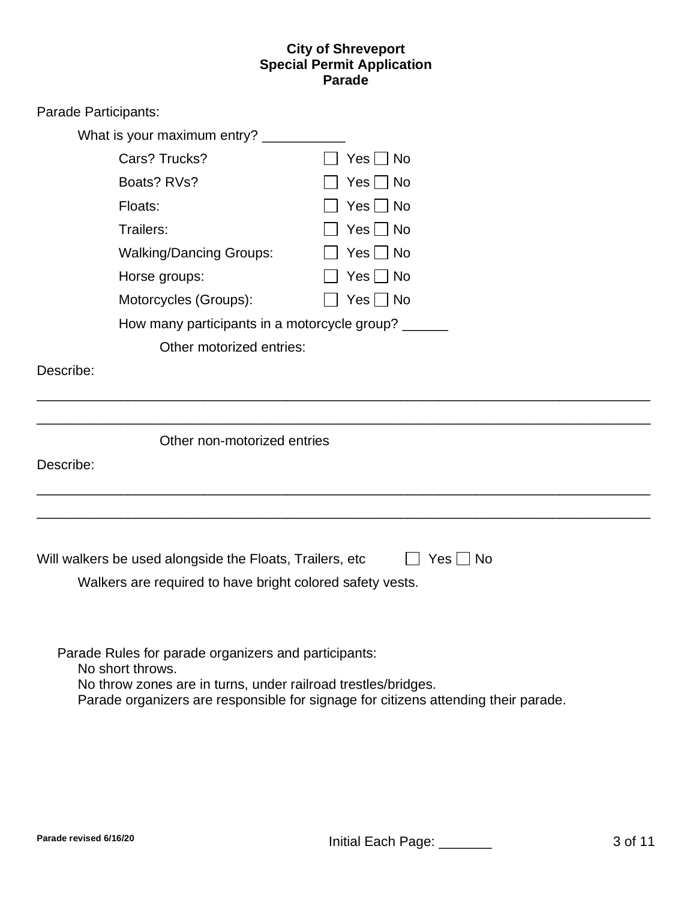**City of Shreveport**
**Special Permit Application**
**Parade**

Parade Participants:

What is your maximum entry? ___________

| | |
|---|---|
| Cars? Trucks? | ☐ Yes ☐ No |
| Boats? RVs? | ☐ Yes ☐ No |
| Floats: | ☐ Yes ☐ No |
| Trailers: | ☐ Yes ☐ No |
| Walking/Dancing Groups: | ☐ Yes ☐ No |
| Horse groups: | ☐ Yes ☐ No |
| Motorcycles (Groups): | ☐ Yes ☐ No |

How many participants in a motorcycle group? ______

Other motorized entries:

Describe:

_______________________________________________________________________________

_______________________________________________________________________________

Other non-motorized entries

Describe:

_______________________________________________________________________________

_______________________________________________________________________________

Will walkers be used alongside the Floats, Trailers, etc ☐ Yes ☐ No

Walkers are required to have bright colored safety vests.

Parade Rules for parade organizers and participants:

No short throws.
No throw zones are in turns, under railroad trestles/bridges.
Parade organizers are responsible for signage for citizens attending their parade.

Parade revised 6/16/20

Initial Each Page: _______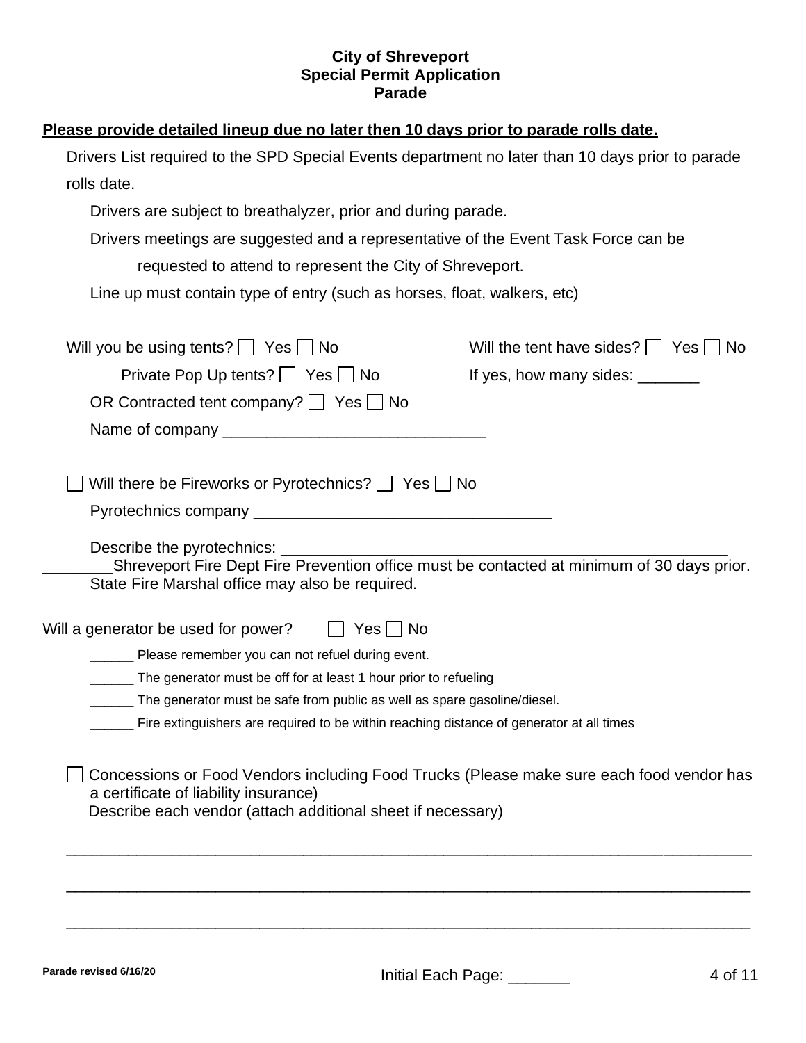**City of Shreveport**
**Special Permit Application**
**Parade**

**<u>Please provide detailed lineup due no later then 10 days prior to parade rolls date.</u>**

Drivers List required to the SPD Special Events department no later than 10 days prior to parade rolls date.

Drivers are subject to breathalyzer, prior and during parade.

Drivers meetings are suggested and a representative of the Event Task Force can be requested to attend to represent the City of Shreveport.

Line up must contain type of entry (such as horses, float, walkers, etc)

Will you be using tents? ☐ Yes ☐ No

Private Pop Up tents? ☐ Yes ☐ No

OR Contracted tent company? ☐ Yes ☐ No

Name of company ______________________________

Will the tent have sides? ☐ Yes ☐ No

If yes, how many sides: _______

☐ Will there be Fireworks or Pyrotechnics? ☐ Yes ☐ No

Pyrotechnics company __________________________________

Describe the pyrotechnics: ______________________________________________________

________Shreveport Fire Dept Fire Prevention office must be contacted at minimum of 30 days prior. State Fire Marshal office may also be required.

Will a generator be used for power? ☐ Yes ☐ No

______ Please remember you can not refuel during event.

______ The generator must be off for at least 1 hour prior to refueling

______ The generator must be safe from public as well as spare gasoline/diesel.

______ Fire extinguishers are required to be within reaching distance of generator at all times

☐ Concessions or Food Vendors including Food Trucks (Please make sure each food vendor has a certificate of liability insurance)

Describe each vendor (attach additional sheet if necessary)

______________________________________________________________________________

______________________________________________________________________________

______________________________________________________________________________

Parade revised 6/16/20

Initial Each Page: _______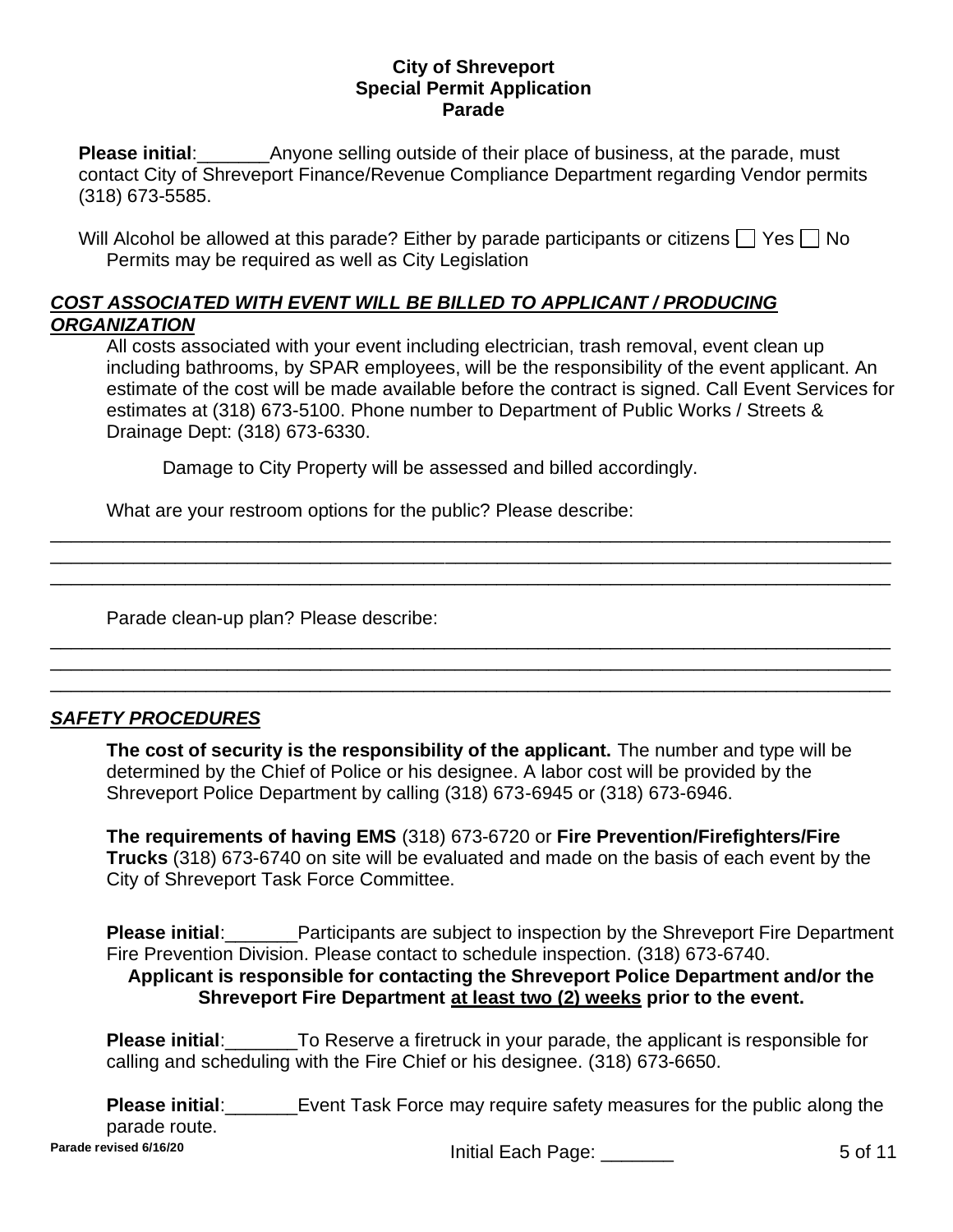**City of Shreveport**
**Special Permit Application**
**Parade**

**Please initial**:_______Anyone selling outside of their place of business, at the parade, must contact City of Shreveport Finance/Revenue Compliance Department regarding Vendor permits (318) 673-5585.

Will Alcohol be allowed at this parade? Either by parade participants or citizens ☐ Yes ☐ No
Permits may be required as well as City Legislation

## ***COST ASSOCIATED WITH EVENT WILL BE BILLED TO APPLICANT / PRODUCING ORGANIZATION***

All costs associated with your event including electrician, trash removal, event clean up including bathrooms, by SPAR employees, will be the responsibility of the event applicant. An estimate of the cost will be made available before the contract is signed. Call Event Services for estimates at (318) 673-5100. Phone number to Department of Public Works / Streets & Drainage Dept: (318) 673-6330.

Damage to City Property will be assessed and billed accordingly.

What are your restroom options for the public? Please describe:

_______________________________________________________________________________
_______________________________________________________________________________
_______________________________________________________________________________

Parade clean-up plan? Please describe:

_______________________________________________________________________________
_______________________________________________________________________________
_______________________________________________________________________________

## ***SAFETY PROCEDURES***

**The cost of security is the responsibility of the applicant.** The number and type will be determined by the Chief of Police or his designee. A labor cost will be provided by the Shreveport Police Department by calling (318) 673-6945 or (318) 673-6946.

**The requirements of having EMS** (318) 673-6720 or **Fire Prevention/Firefighters/Fire Trucks** (318) 673-6740 on site will be evaluated and made on the basis of each event by the City of Shreveport Task Force Committee.

**Please initial**:_______Participants are subject to inspection by the Shreveport Fire Department Fire Prevention Division. Please contact to schedule inspection. (318) 673-6740.

**Applicant is responsible for contacting the Shreveport Police Department and/or the Shreveport Fire Department <u>at least two (2) weeks</u> prior to the event.**

**Please initial**:_______To Reserve a firetruck in your parade, the applicant is responsible for calling and scheduling with the Fire Chief or his designee. (318) 673-6650.

**Please initial**:_______Event Task Force may require safety measures for the public along the parade route.

Initial Each Page: _______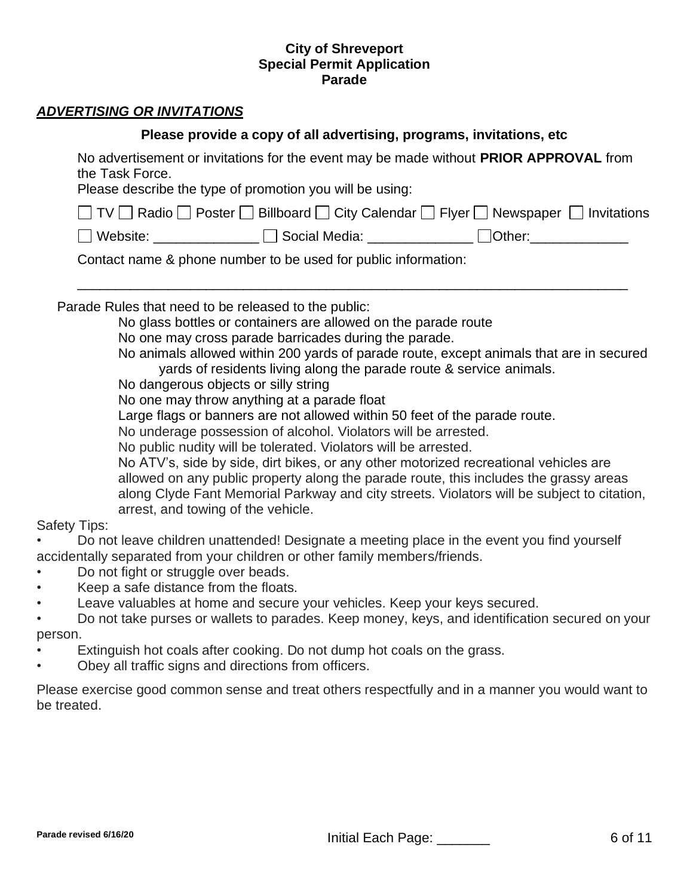**City of Shreveport**
**Special Permit Application**
**Parade**

***ADVERTISING OR INVITATIONS***

**Please provide a copy of all advertising, programs, invitations, etc**

No advertisement or invitations for the event may be made without **PRIOR APPROVAL** from the Task Force.

Please describe the type of promotion you will be using:

☐ TV ☐ Radio ☐ Poster ☐ Billboard ☐ City Calendar ☐ Flyer ☐ Newspaper ☐ Invitations

☐ Website: ______________ ☐ Social Media: ______________ ☐Other:_____________

Contact name & phone number to be used for public information:

___________________________________________________________________________

Parade Rules that need to be released to the public:

No glass bottles or containers are allowed on the parade route
No one may cross parade barricades during the parade.
No animals allowed within 200 yards of parade route, except animals that are in secured yards of residents living along the parade route & service animals.
No dangerous objects or silly string
No one may throw anything at a parade float
Large flags or banners are not allowed within 50 feet of the parade route.
No underage possession of alcohol. Violators will be arrested.
No public nudity will be tolerated. Violators will be arrested.
No ATV's, side by side, dirt bikes, or any other motorized recreational vehicles are allowed on any public property along the parade route, this includes the grassy areas along Clyde Fant Memorial Parkway and city streets. Violators will be subject to citation, arrest, and towing of the vehicle.

Safety Tips:

- Do not leave children unattended! Designate a meeting place in the event you find yourself accidentally separated from your children or other family members/friends.
- Do not fight or struggle over beads.
- Keep a safe distance from the floats.
- Leave valuables at home and secure your vehicles. Keep your keys secured.
- Do not take purses or wallets to parades. Keep money, keys, and identification secured on your person.
- Extinguish hot coals after cooking. Do not dump hot coals on the grass.
- Obey all traffic signs and directions from officers.

Please exercise good common sense and treat others respectfully and in a manner you would want to be treated.

Parade revised 6/16/20

Initial Each Page: _______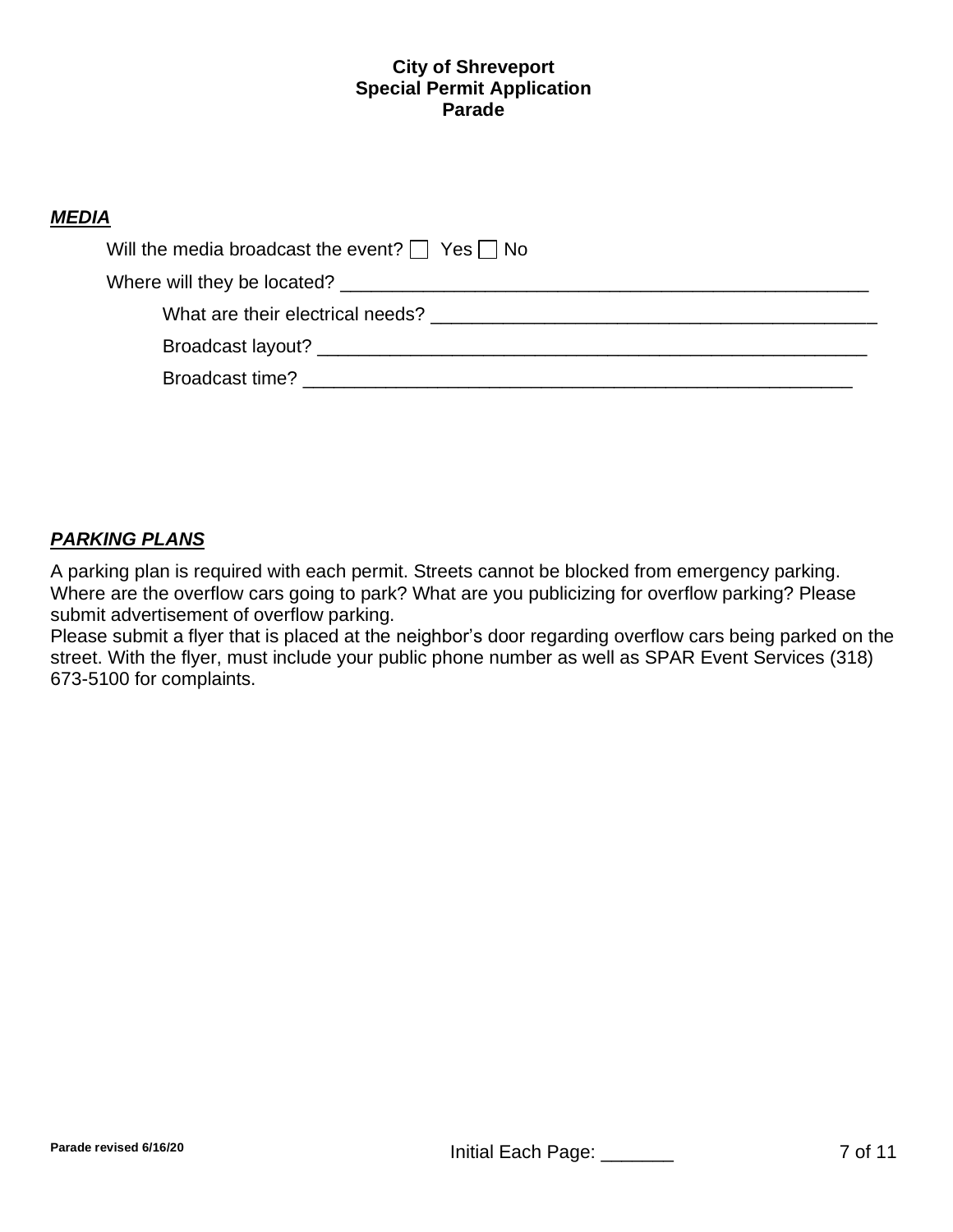**City of Shreveport**
**Special Permit Application**
**Parade**

***MEDIA***

Will the media broadcast the event? ☐ Yes ☐ No

Where will they be located? ______________________________________________________

What are their electrical needs? _____________________________________________

Broadcast layout? _______________________________________________________

Broadcast time? ________________________________________________________

***PARKING PLANS***

A parking plan is required with each permit. Streets cannot be blocked from emergency parking. Where are the overflow cars going to park? What are you publicizing for overflow parking? Please submit advertisement of overflow parking.
Please submit a flyer that is placed at the neighbor's door regarding overflow cars being parked on the street. With the flyer, must include your public phone number as well as SPAR Event Services (318) 673-5100 for complaints.

Initial Each Page: _______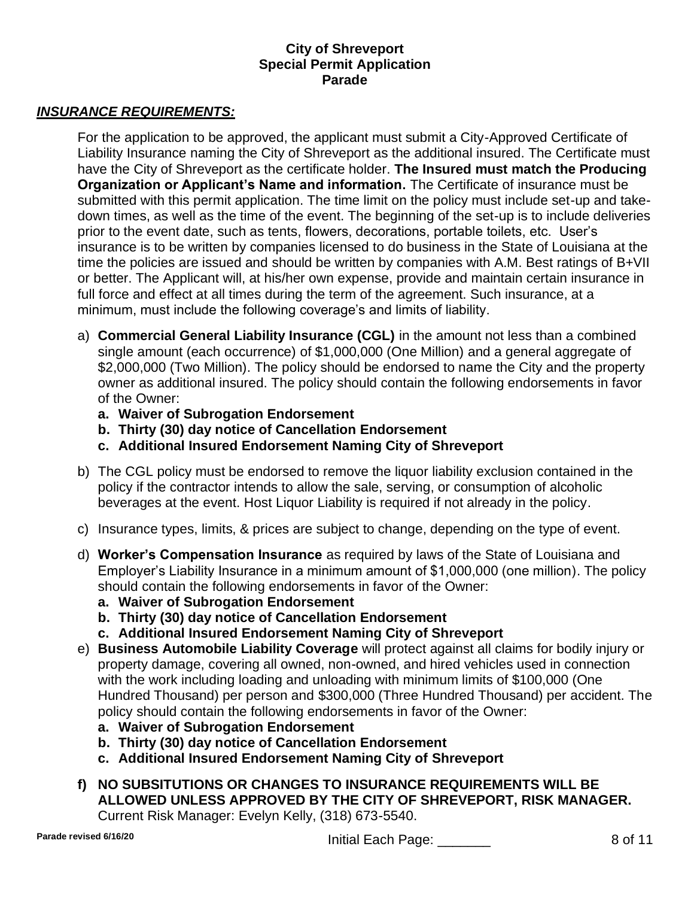**City of Shreveport**
**Special Permit Application**
**Parade**

***INSURANCE REQUIREMENTS:***

For the application to be approved, the applicant must submit a City-Approved Certificate of Liability Insurance naming the City of Shreveport as the additional insured. The Certificate must have the City of Shreveport as the certificate holder. **The Insured must match the Producing Organization or Applicant's Name and information.** The Certificate of insurance must be submitted with this permit application. The time limit on the policy must include set-up and take-down times, as well as the time of the event. The beginning of the set-up is to include deliveries prior to the event date, such as tents, flowers, decorations, portable toilets, etc. User's insurance is to be written by companies licensed to do business in the State of Louisiana at the time the policies are issued and should be written by companies with A.M. Best ratings of B+VII or better. The Applicant will, at his/her own expense, provide and maintain certain insurance in full force and effect at all times during the term of the agreement. Such insurance, at a minimum, must include the following coverage's and limits of liability.

a) **Commercial General Liability Insurance (CGL)** in the amount not less than a combined single amount (each occurrence) of $1,000,000 (One Million) and a general aggregate of $2,000,000 (Two Million). The policy should be endorsed to name the City and the property owner as additional insured. The policy should contain the following endorsements in favor of the Owner:
   a. **Waiver of Subrogation Endorsement**
   b. **Thirty (30) day notice of Cancellation Endorsement**
   c. **Additional Insured Endorsement Naming City of Shreveport**

b) The CGL policy must be endorsed to remove the liquor liability exclusion contained in the policy if the contractor intends to allow the sale, serving, or consumption of alcoholic beverages at the event. Host Liquor Liability is required if not already in the policy.

c) Insurance types, limits, & prices are subject to change, depending on the type of event.

d) **Worker's Compensation Insurance** as required by laws of the State of Louisiana and Employer's Liability Insurance in a minimum amount of $1,000,000 (one million). The policy should contain the following endorsements in favor of the Owner:
   a. **Waiver of Subrogation Endorsement**
   b. **Thirty (30) day notice of Cancellation Endorsement**
   c. **Additional Insured Endorsement Naming City of Shreveport**

e) **Business Automobile Liability Coverage** will protect against all claims for bodily injury or property damage, covering all owned, non-owned, and hired vehicles used in connection with the work including loading and unloading with minimum limits of $100,000 (One Hundred Thousand) per person and $300,000 (Three Hundred Thousand) per accident. The policy should contain the following endorsements in favor of the Owner:
   a. **Waiver of Subrogation Endorsement**
   b. **Thirty (30) day notice of Cancellation Endorsement**
   c. **Additional Insured Endorsement Naming City of Shreveport**

**f) NO SUBSITUTIONS OR CHANGES TO INSURANCE REQUIREMENTS WILL BE ALLOWED UNLESS APPROVED BY THE CITY OF SHREVEPORT, RISK MANAGER.** Current Risk Manager: Evelyn Kelly, (318) 673-5540.

Initial Each Page: _______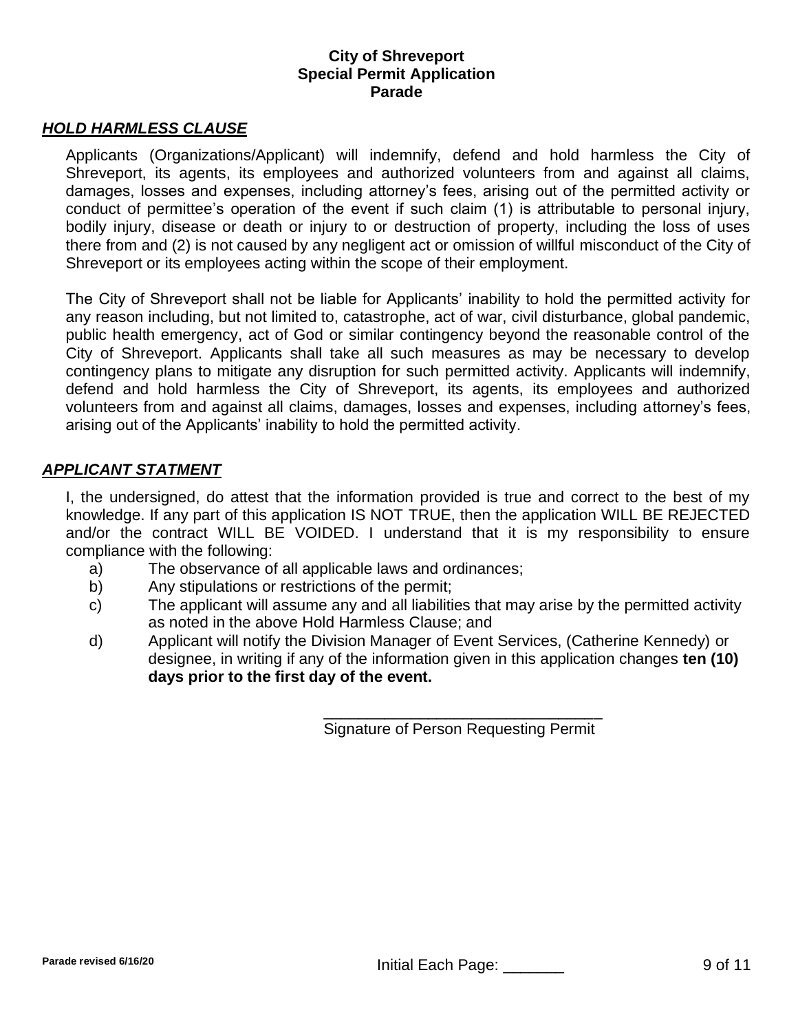**City of Shreveport**
**Special Permit Application**
**Parade**

## ***HOLD HARMLESS CLAUSE***

Applicants (Organizations/Applicant) will indemnify, defend and hold harmless the City of Shreveport, its agents, its employees and authorized volunteers from and against all claims, damages, losses and expenses, including attorney's fees, arising out of the permitted activity or conduct of permittee's operation of the event if such claim (1) is attributable to personal injury, bodily injury, disease or death or injury to or destruction of property, including the loss of uses there from and (2) is not caused by any negligent act or omission of willful misconduct of the City of Shreveport or its employees acting within the scope of their employment.

The City of Shreveport shall not be liable for Applicants' inability to hold the permitted activity for any reason including, but not limited to, catastrophe, act of war, civil disturbance, global pandemic, public health emergency, act of God or similar contingency beyond the reasonable control of the City of Shreveport. Applicants shall take all such measures as may be necessary to develop contingency plans to mitigate any disruption for such permitted activity. Applicants will indemnify, defend and hold harmless the City of Shreveport, its agents, its employees and authorized volunteers from and against all claims, damages, losses and expenses, including attorney's fees, arising out of the Applicants' inability to hold the permitted activity.

## ***APPLICANT STATMENT***

I, the undersigned, do attest that the information provided is true and correct to the best of my knowledge. If any part of this application IS NOT TRUE, then the application WILL BE REJECTED and/or the contract WILL BE VOIDED. I understand that it is my responsibility to ensure compliance with the following:

a) The observance of all applicable laws and ordinances;
b) Any stipulations or restrictions of the permit;
c) The applicant will assume any and all liabilities that may arise by the permitted activity as noted in the above Hold Harmless Clause; and
d) Applicant will notify the Division Manager of Event Services, (Catherine Kennedy) or designee, in writing if any of the information given in this application changes **ten (10) days prior to the first day of the event.**

\_\_\_\_\_\_\_\_\_\_\_\_\_\_\_\_\_\_\_\_\_\_\_\_\_\_\_\_\_\_\_\_
Signature of Person Requesting Permit

Parade revised 6/16/20

Initial Each Page: \_\_\_\_\_\_\_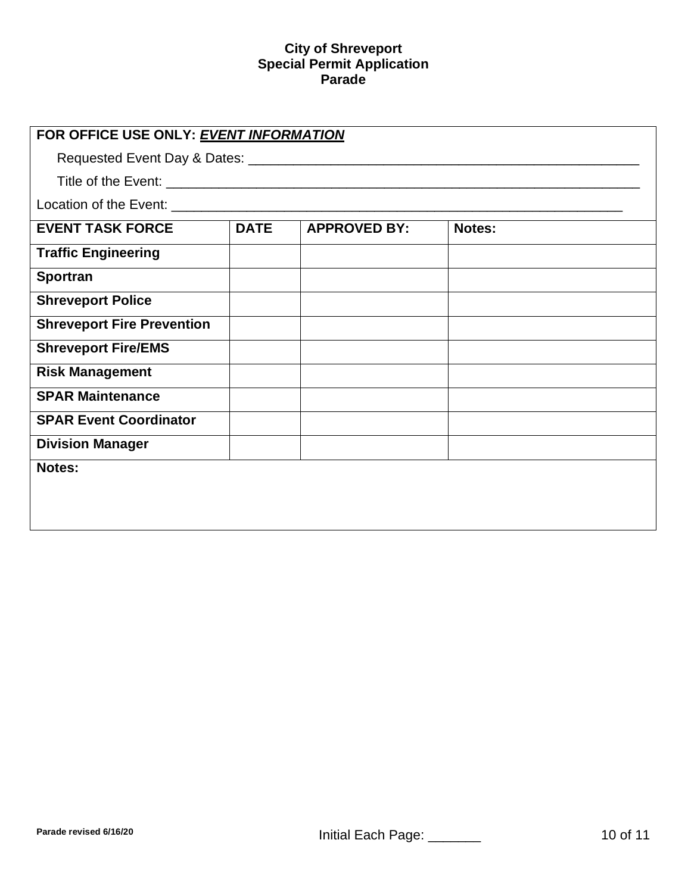**City of Shreveport**
**Special Permit Application**
**Parade**

**FOR OFFICE USE ONLY: *EVENT INFORMATION***

Requested Event Day & Dates: ____________________________________________________

Title of the Event: ____________________________________________________________

Location of the Event: __________________________________________________________

| EVENT TASK FORCE | DATE | APPROVED BY: | Notes: |
|---|---|---|---|
| **Traffic Engineering** | | | |
| **Sportran** | | | |
| **Shreveport Police** | | | |
| **Shreveport Fire Prevention** | | | |
| **Shreveport Fire/EMS** | | | |
| **Risk Management** | | | |
| **SPAR Maintenance** | | | |
| **SPAR Event Coordinator** | | | |
| **Division Manager** | | | |

**Notes:**

Parade revised 6/16/20

Initial Each Page: _______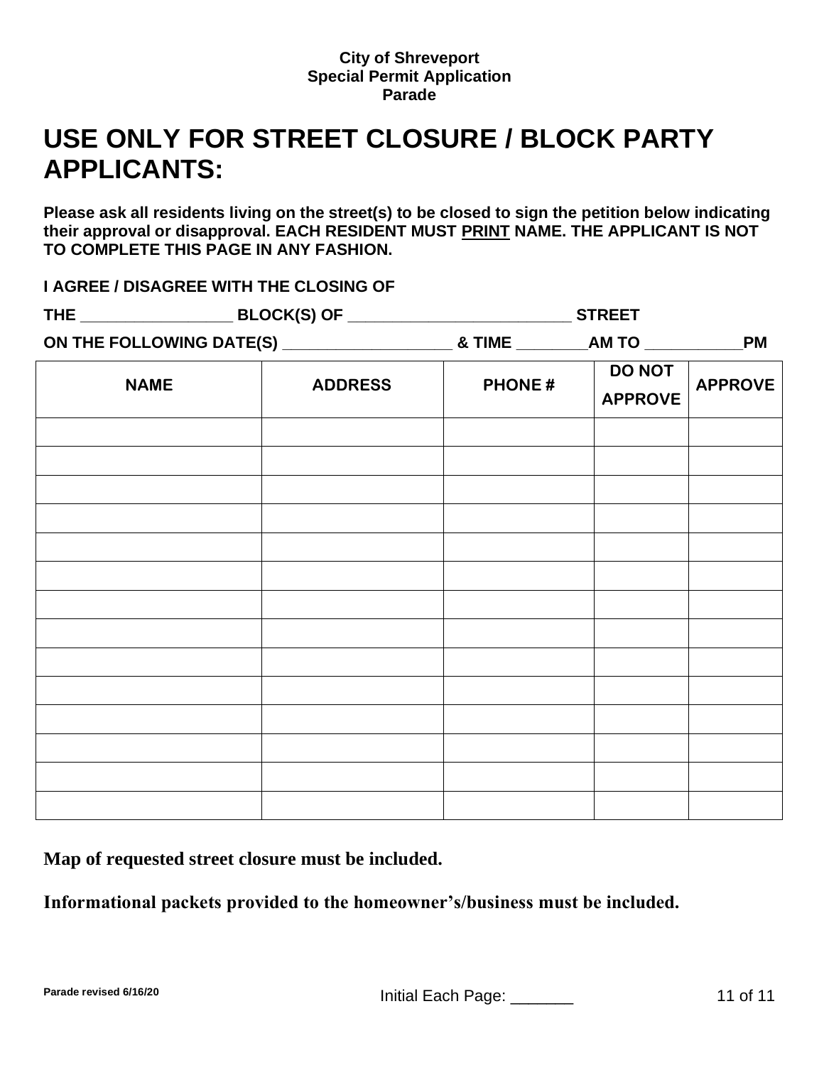**City of Shreveport**
**Special Permit Application**
**Parade**

# USE ONLY FOR STREET CLOSURE / BLOCK PARTY APPLICANTS:

**Please ask all residents living on the street(s) to be closed to sign the petition below indicating their approval or disapproval. EACH RESIDENT MUST PRINT NAME. THE APPLICANT IS NOT TO COMPLETE THIS PAGE IN ANY FASHION.**

**I AGREE / DISAGREE WITH THE CLOSING OF**

**THE \_\_\_\_\_\_\_\_\_\_\_\_\_\_\_\_\_\_ BLOCK(S) OF \_\_\_\_\_\_\_\_\_\_\_\_\_\_\_\_\_\_\_\_\_\_\_\_\_\_ STREET**

**ON THE FOLLOWING DATE(S) \_\_\_\_\_\_\_\_\_\_\_\_\_\_\_\_\_\_\_\_ & TIME \_\_\_\_\_\_\_\_\_AM TO \_\_\_\_\_\_\_\_\_\_\_\_PM**

| NAME | ADDRESS | PHONE # | DO NOT APPROVE | APPROVE |
|---|---|---|---|---|
| | | | | |
| | | | | |
| | | | | |
| | | | | |
| | | | | |
| | | | | |
| | | | | |
| | | | | |
| | | | | |
| | | | | |
| | | | | |
| | | | | |
| | | | | |
| | | | | |

**Map of requested street closure must be included.**

**Informational packets provided to the homeowner's/business must be included.**

Parade revised 6/16/20

Initial Each Page: \_\_\_\_\_\_\_